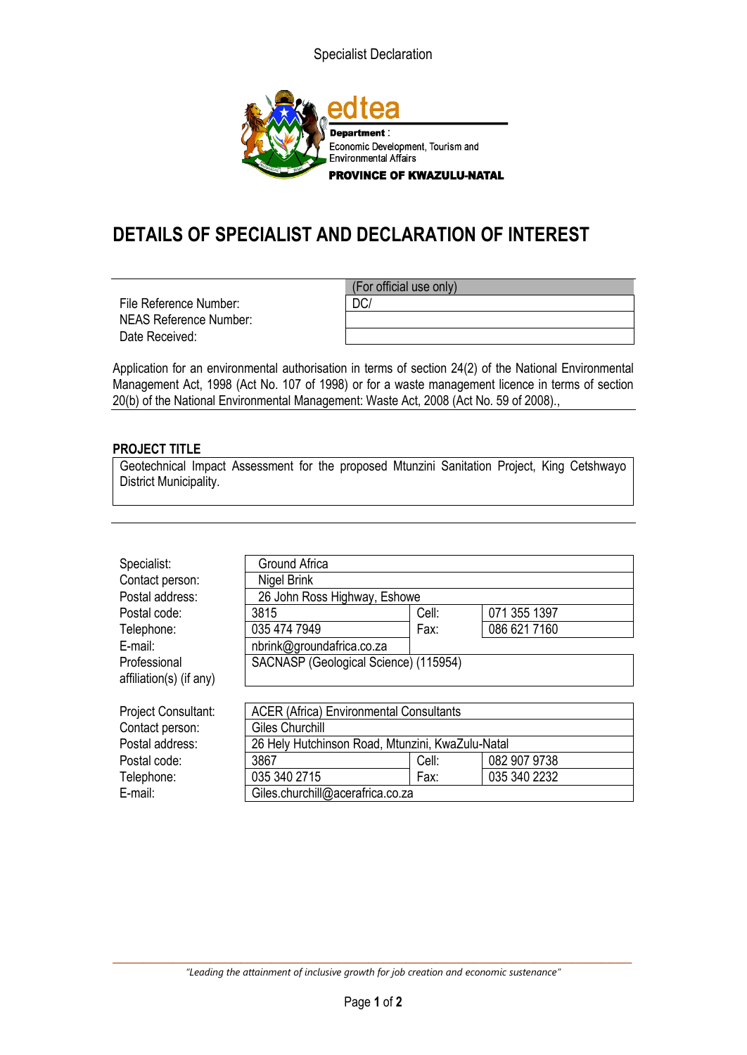Department : Economic Development, Tourism and Environmental Affairs

**PROVINCE OF KWAZULU-NATAL**

# DETAILS OF SPECIALIST AND DECLARATION OF INTEREST

| | (For official use only) |
|---|---|
| File Reference Number: | DC/ |
| NEAS Reference Number: | |
| Date Received: | |

Application for an environmental authorisation in terms of section 24(2) of the National Environmental Management Act, 1998 (Act No. 107 of 1998) or for a waste management licence in terms of section 20(b) of the National Environmental Management: Waste Act, 2008 (Act No. 59 of 2008).,

**PROJECT TITLE**

Geotechnical Impact Assessment for the proposed Mtunzini Sanitation Project, King Cetshwayo District Municipality.

| | | | |
|---|---|---|---|
| Specialist: | Ground Africa | | |
| Contact person: | Nigel Brink | | |
| Postal address: | 26 John Ross Highway, Eshowe | | |
| Postal code: | 3815 | Cell: | 071 355 1397 |
| Telephone: | 035 474 7949 | Fax: | 086 621 7160 |
| E-mail: | nbrink@groundafrica.co.za | | |
| Professional affiliation(s) (if any) | SACNASP (Geological Science) (115954) | | |

| | | | |
|---|---|---|---|
| Project Consultant: | ACER (Africa) Environmental Consultants | | |
| Contact person: | Giles Churchill | | |
| Postal address: | 26 Hely Hutchinson Road, Mtunzini, KwaZulu-Natal | | |
| Postal code: | 3867 | Cell: | 082 907 9738 |
| Telephone: | 035 340 2715 | Fax: | 035 340 2232 |
| E-mail: | Giles.churchill@acerafrica.co.za | | |

*"Leading the attainment of inclusive growth for job creation and economic sustenance"*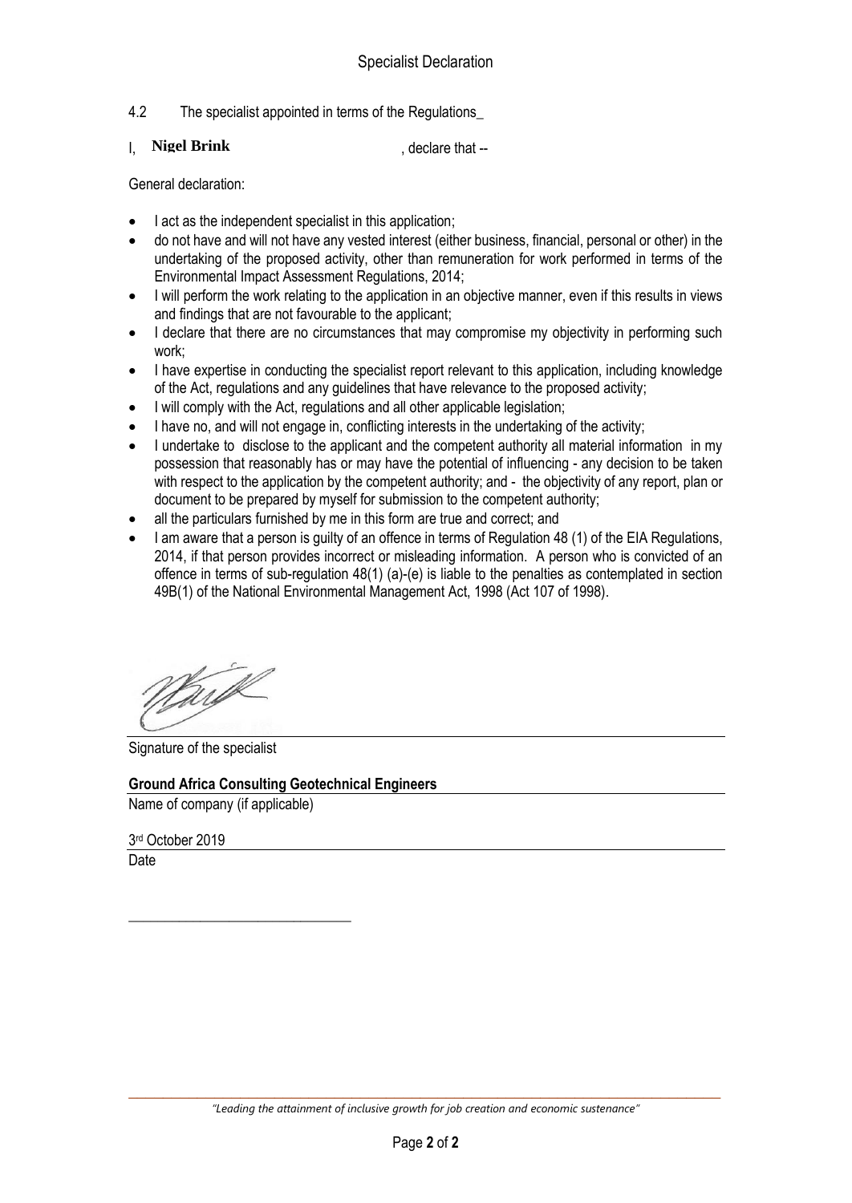Specialist Declaration

4.2 The specialist appointed in terms of the Regulations_

I, **Nigel Brink** , declare that --

General declaration:

- I act as the independent specialist in this application;
- do not have and will not have any vested interest (either business, financial, personal or other) in the undertaking of the proposed activity, other than remuneration for work performed in terms of the Environmental Impact Assessment Regulations, 2014;
- I will perform the work relating to the application in an objective manner, even if this results in views and findings that are not favourable to the applicant;
- I declare that there are no circumstances that may compromise my objectivity in performing such work;
- I have expertise in conducting the specialist report relevant to this application, including knowledge of the Act, regulations and any guidelines that have relevance to the proposed activity;
- I will comply with the Act, regulations and all other applicable legislation;
- I have no, and will not engage in, conflicting interests in the undertaking of the activity;
- I undertake to disclose to the applicant and the competent authority all material information in my possession that reasonably has or may have the potential of influencing - any decision to be taken with respect to the application by the competent authority; and - the objectivity of any report, plan or document to be prepared by myself for submission to the competent authority;
- all the particulars furnished by me in this form are true and correct; and
- I am aware that a person is guilty of an offence in terms of Regulation 48 (1) of the EIA Regulations, 2014, if that person provides incorrect or misleading information. A person who is convicted of an offence in terms of sub-regulation 48(1) (a)-(e) is liable to the penalties as contemplated in section 49B(1) of the National Environmental Management Act, 1998 (Act 107 of 1998).

Signature of the specialist

**Ground Africa Consulting Geotechnical Engineers**

Name of company (if applicable)

3rd October 2019

Date

*"Leading the attainment of inclusive growth for job creation and economic sustenance"*